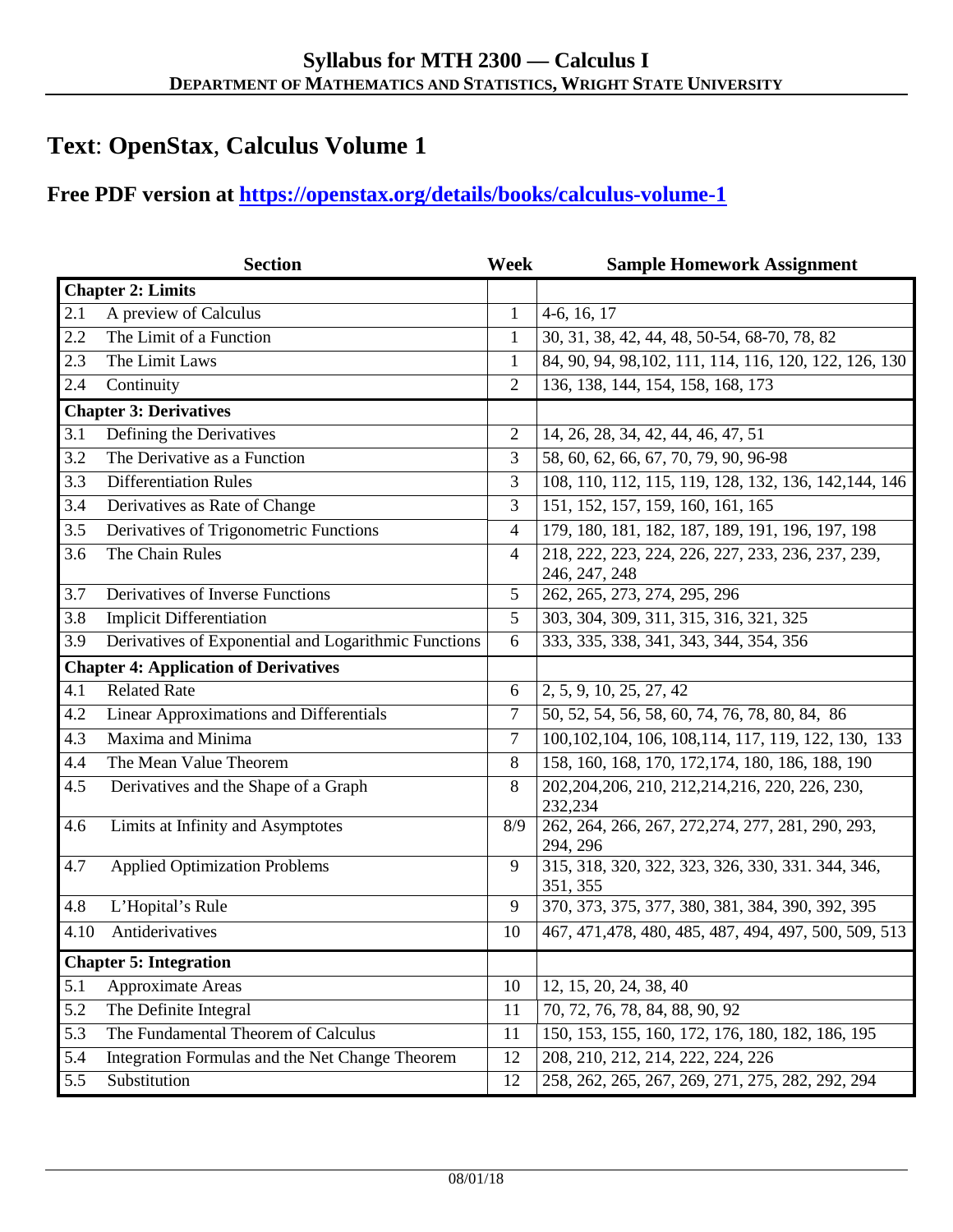## Syllabus for MTH 2300 — Calculus I
### Department of Mathematics and Statistics, Wright State University

# Text: OpenStax, Calculus Volume 1

## Free PDF version at https://openstax.org/details/books/calculus-volume-1

| Section | Week | Sample Homework Assignment |
|---|---|---|
| **Chapter 2: Limits** | | |
| 2.1 A preview of Calculus | 1 | 4-6, 16, 17 |
| 2.2 The Limit of a Function | 1 | 30, 31, 38, 42, 44, 48, 50-54, 68-70, 78, 82 |
| 2.3 The Limit Laws | 1 | 84, 90, 94, 98,102, 111, 114, 116, 120, 122, 126, 130 |
| 2.4 Continuity | 2 | 136, 138, 144, 154, 158, 168, 173 |
| **Chapter 3: Derivatives** | | |
| 3.1 Defining the Derivatives | 2 | 14, 26, 28, 34, 42, 44, 46, 47, 51 |
| 3.2 The Derivative as a Function | 3 | 58, 60, 62, 66, 67, 70, 79, 90, 96-98 |
| 3.3 Differentiation Rules | 3 | 108, 110, 112, 115, 119, 128, 132, 136, 142,144, 146 |
| 3.4 Derivatives as Rate of Change | 3 | 151, 152, 157, 159, 160, 161, 165 |
| 3.5 Derivatives of Trigonometric Functions | 4 | 179, 180, 181, 182, 187, 189, 191, 196, 197, 198 |
| 3.6 The Chain Rules | 4 | 218, 222, 223, 224, 226, 227, 233, 236, 237, 239, 246, 247, 248 |
| 3.7 Derivatives of Inverse Functions | 5 | 262, 265, 273, 274, 295, 296 |
| 3.8 Implicit Differentiation | 5 | 303, 304, 309, 311, 315, 316, 321, 325 |
| 3.9 Derivatives of Exponential and Logarithmic Functions | 6 | 333, 335, 338, 341, 343, 344, 354, 356 |
| **Chapter 4: Application of Derivatives** | | |
| 4.1 Related Rate | 6 | 2, 5, 9, 10, 25, 27, 42 |
| 4.2 Linear Approximations and Differentials | 7 | 50, 52, 54, 56, 58, 60, 74, 76, 78, 80, 84, 86 |
| 4.3 Maxima and Minima | 7 | 100,102,104, 106, 108,114, 117, 119, 122, 130, 133 |
| 4.4 The Mean Value Theorem | 8 | 158, 160, 168, 170, 172,174, 180, 186, 188, 190 |
| 4.5 Derivatives and the Shape of a Graph | 8 | 202,204,206, 210, 212,214,216, 220, 226, 230, 232,234 |
| 4.6 Limits at Infinity and Asymptotes | 8/9 | 262, 264, 266, 267, 272,274, 277, 281, 290, 293, 294, 296 |
| 4.7 Applied Optimization Problems | 9 | 315, 318, 320, 322, 323, 326, 330, 331. 344, 346, 351, 355 |
| 4.8 L'Hopital's Rule | 9 | 370, 373, 375, 377, 380, 381, 384, 390, 392, 395 |
| 4.10 Antiderivatives | 10 | 467, 471,478, 480, 485, 487, 494, 497, 500, 509, 513 |
| **Chapter 5: Integration** | | |
| 5.1 Approximate Areas | 10 | 12, 15, 20, 24, 38, 40 |
| 5.2 The Definite Integral | 11 | 70, 72, 76, 78, 84, 88, 90, 92 |
| 5.3 The Fundamental Theorem of Calculus | 11 | 150, 153, 155, 160, 172, 176, 180, 182, 186, 195 |
| 5.4 Integration Formulas and the Net Change Theorem | 12 | 208, 210, 212, 214, 222, 224, 226 |
| 5.5 Substitution | 12 | 258, 262, 265, 267, 269, 271, 275, 282, 292, 294 |

08/01/18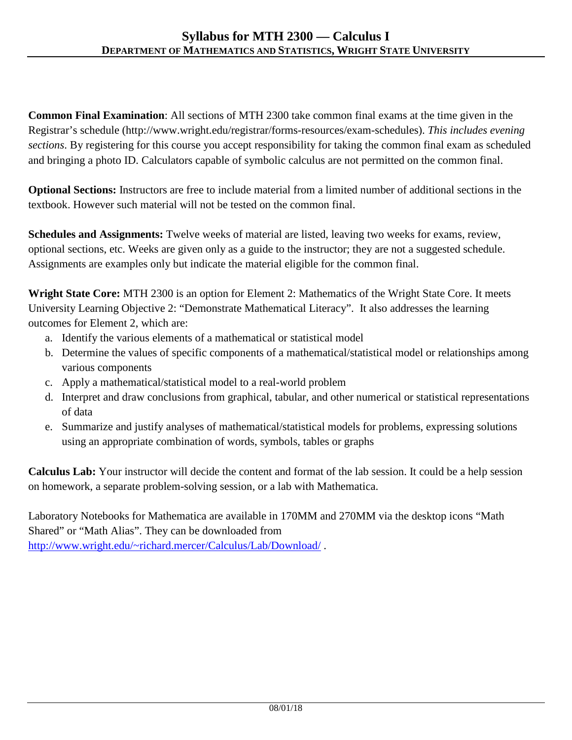**Common Final Examination**: All sections of MTH 2300 take common final exams at the time given in the Registrar's schedule (http://www.wright.edu/registrar/forms-resources/exam-schedules). *This includes evening sections*. By registering for this course you accept responsibility for taking the common final exam as scheduled and bringing a photo ID. Calculators capable of symbolic calculus are not permitted on the common final.

**Optional Sections:** Instructors are free to include material from a limited number of additional sections in the textbook. However such material will not be tested on the common final.

**Schedules and Assignments:** Twelve weeks of material are listed, leaving two weeks for exams, review, optional sections, etc. Weeks are given only as a guide to the instructor; they are not a suggested schedule. Assignments are examples only but indicate the material eligible for the common final.

**Wright State Core:** MTH 2300 is an option for Element 2: Mathematics of the Wright State Core. It meets University Learning Objective 2: "Demonstrate Mathematical Literacy". It also addresses the learning outcomes for Element 2, which are:

a. Identify the various elements of a mathematical or statistical model
b. Determine the values of specific components of a mathematical/statistical model or relationships among various components
c. Apply a mathematical/statistical model to a real-world problem
d. Interpret and draw conclusions from graphical, tabular, and other numerical or statistical representations of data
e. Summarize and justify analyses of mathematical/statistical models for problems, expressing solutions using an appropriate combination of words, symbols, tables or graphs

**Calculus Lab:** Your instructor will decide the content and format of the lab session. It could be a help session on homework, a separate problem-solving session, or a lab with Mathematica.

Laboratory Notebooks for Mathematica are available in 170MM and 270MM via the desktop icons "Math Shared" or "Math Alias". They can be downloaded from http://www.wright.edu/~richard.mercer/Calculus/Lab/Download/ .